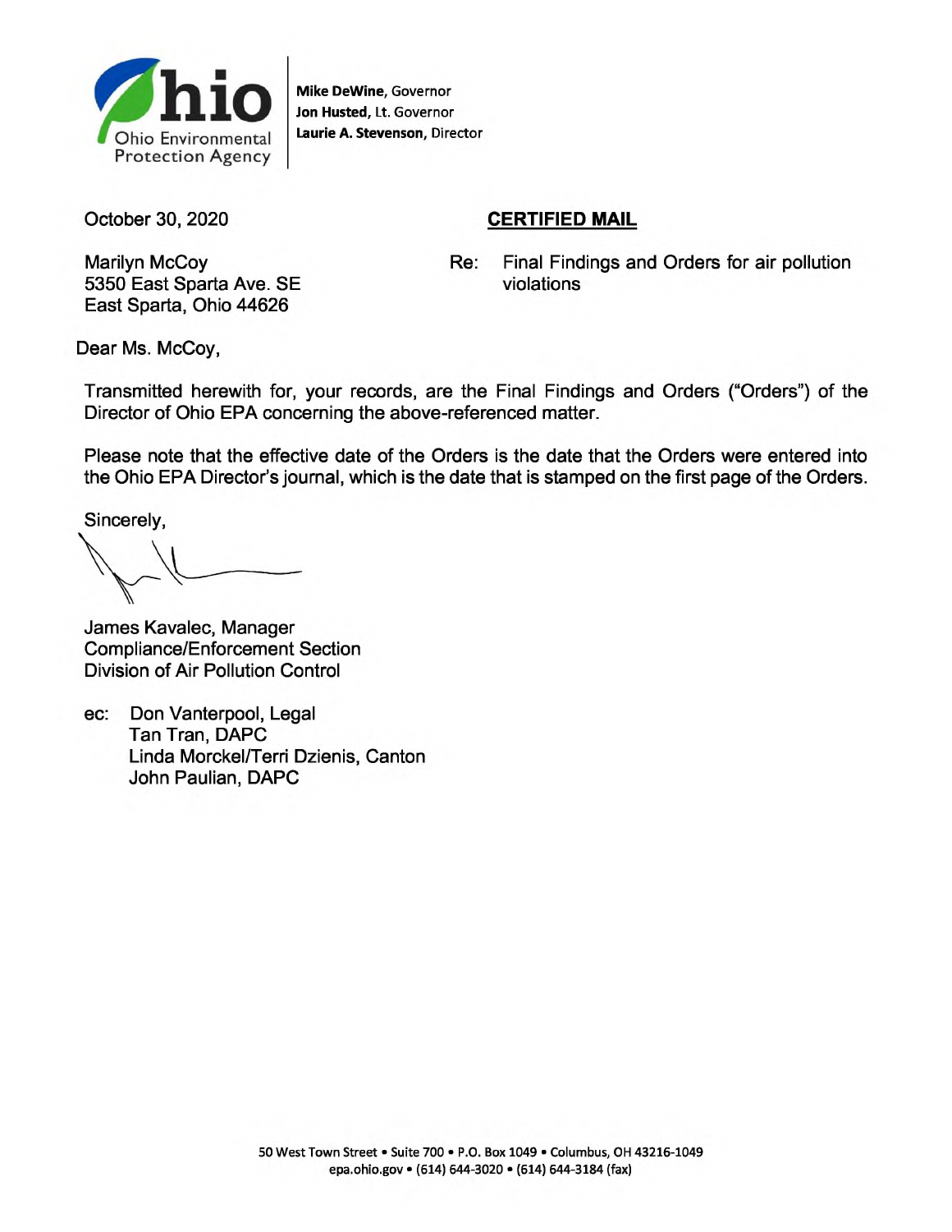Ohio Environmental Protection Agency

**Mike DeWine**, Governor
**Jon Husted**, Lt. Governor
**Laurie A. Stevenson**, Director

October 30, 2020

**CERTIFIED MAIL**

Marilyn McCoy
5350 East Sparta Ave. SE
East Sparta, Ohio 44626

Re: Final Findings and Orders for air pollution violations

Dear Ms. McCoy,

Transmitted herewith for, your records, are the Final Findings and Orders ("Orders") of the Director of Ohio EPA concerning the above-referenced matter.

Please note that the effective date of the Orders is the date that the Orders were entered into the Ohio EPA Director's journal, which is the date that is stamped on the first page of the Orders.

Sincerely,

James Kavalec, Manager
Compliance/Enforcement Section
Division of Air Pollution Control

ec: Don Vanterpool, Legal
Tan Tran, DAPC
Linda Morckel/Terri Dzienis, Canton
John Paulian, DAPC

50 West Town Street • Suite 700 • P.O. Box 1049 • Columbus, OH 43216-1049
epa.ohio.gov • (614) 644-3020 • (614) 644-3184 (fax)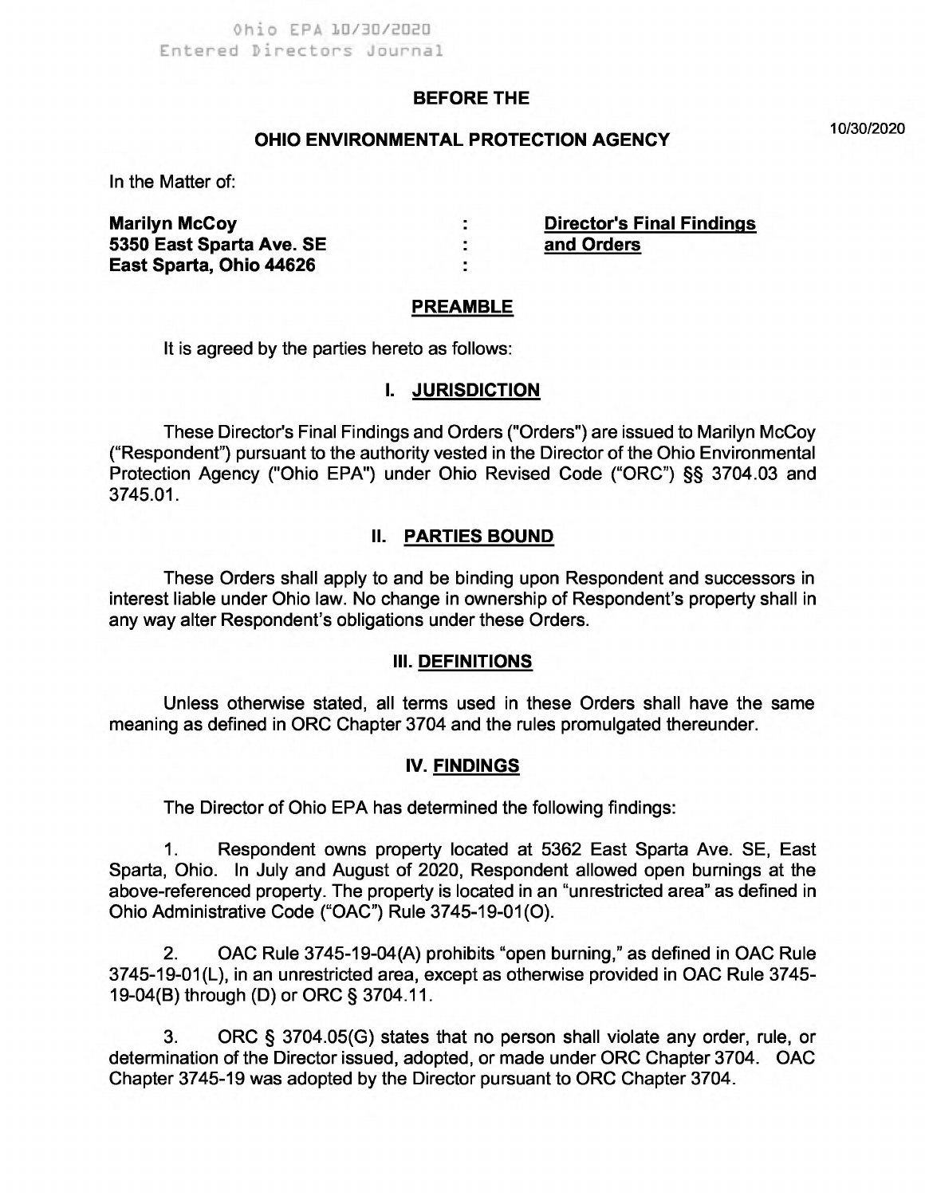Ohio EPA 10/30/2020
Entered Directors Journal

**BEFORE THE**

**OHIO ENVIRONMENTAL PROTECTION AGENCY**

10/30/2020

In the Matter of:

| | | |
|---|---|---|
| **Marilyn McCoy** | : | **Director's Final Findings** |
| **5350 East Sparta Ave. SE** | : | **and Orders** |
| **East Sparta, Ohio 44626** | : | |

## PREAMBLE

It is agreed by the parties hereto as follows:

## I. JURISDICTION

These Director's Final Findings and Orders ("Orders") are issued to Marilyn McCoy ("Respondent") pursuant to the authority vested in the Director of the Ohio Environmental Protection Agency ("Ohio EPA") under Ohio Revised Code ("ORC") §§ 3704.03 and 3745.01.

## II. PARTIES BOUND

These Orders shall apply to and be binding upon Respondent and successors in interest liable under Ohio law. No change in ownership of Respondent's property shall in any way alter Respondent's obligations under these Orders.

## III. DEFINITIONS

Unless otherwise stated, all terms used in these Orders shall have the same meaning as defined in ORC Chapter 3704 and the rules promulgated thereunder.

## IV. FINDINGS

The Director of Ohio EPA has determined the following findings:

1. Respondent owns property located at 5362 East Sparta Ave. SE, East Sparta, Ohio. In July and August of 2020, Respondent allowed open burnings at the above-referenced property. The property is located in an "unrestricted area" as defined in Ohio Administrative Code ("OAC") Rule 3745-19-01(O).

2. OAC Rule 3745-19-04(A) prohibits "open burning," as defined in OAC Rule 3745-19-01(L), in an unrestricted area, except as otherwise provided in OAC Rule 3745-19-04(B) through (D) or ORC § 3704.11.

3. ORC § 3704.05(G) states that no person shall violate any order, rule, or determination of the Director issued, adopted, or made under ORC Chapter 3704. OAC Chapter 3745-19 was adopted by the Director pursuant to ORC Chapter 3704.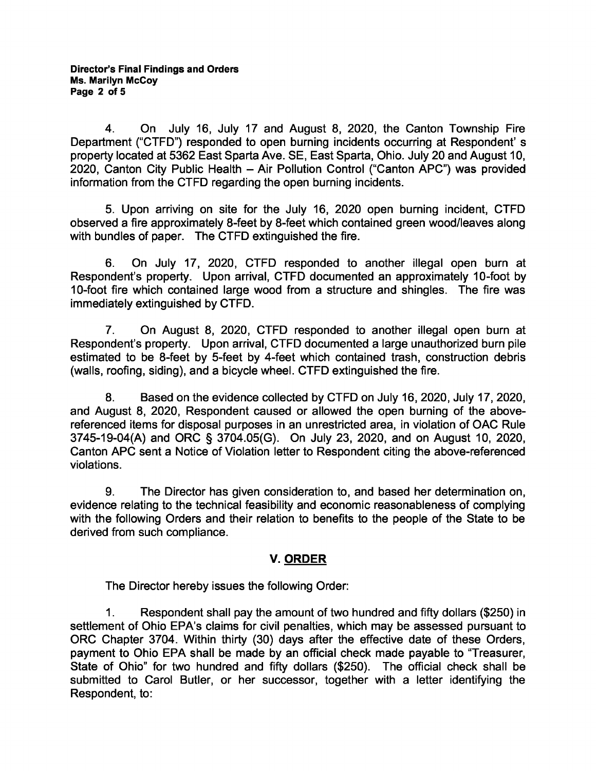4. On July 16, July 17 and August 8, 2020, the Canton Township Fire Department ("CTFD") responded to open burning incidents occurring at Respondent' s property located at 5362 East Sparta Ave. SE, East Sparta, Ohio. July 20 and August 10, 2020, Canton City Public Health – Air Pollution Control ("Canton APC") was provided information from the CTFD regarding the open burning incidents.

5. Upon arriving on site for the July 16, 2020 open burning incident, CTFD observed a fire approximately 8-feet by 8-feet which contained green wood/leaves along with bundles of paper. The CTFD extinguished the fire.

6. On July 17, 2020, CTFD responded to another illegal open burn at Respondent's property. Upon arrival, CTFD documented an approximately 10-foot by 10-foot fire which contained large wood from a structure and shingles. The fire was immediately extinguished by CTFD.

7. On August 8, 2020, CTFD responded to another illegal open burn at Respondent's property. Upon arrival, CTFD documented a large unauthorized burn pile estimated to be 8-feet by 5-feet by 4-feet which contained trash, construction debris (walls, roofing, siding), and a bicycle wheel. CTFD extinguished the fire.

8. Based on the evidence collected by CTFD on July 16, 2020, July 17, 2020, and August 8, 2020, Respondent caused or allowed the open burning of the above-referenced items for disposal purposes in an unrestricted area, in violation of OAC Rule 3745-19-04(A) and ORC § 3704.05(G). On July 23, 2020, and on August 10, 2020, Canton APC sent a Notice of Violation letter to Respondent citing the above-referenced violations.

9. The Director has given consideration to, and based her determination on, evidence relating to the technical feasibility and economic reasonableness of complying with the following Orders and their relation to benefits to the people of the State to be derived from such compliance.

## V. ORDER

The Director hereby issues the following Order:

1. Respondent shall pay the amount of two hundred and fifty dollars ($250) in settlement of Ohio EPA's claims for civil penalties, which may be assessed pursuant to ORC Chapter 3704. Within thirty (30) days after the effective date of these Orders, payment to Ohio EPA shall be made by an official check made payable to "Treasurer, State of Ohio" for two hundred and fifty dollars ($250). The official check shall be submitted to Carol Butler, or her successor, together with a letter identifying the Respondent, to: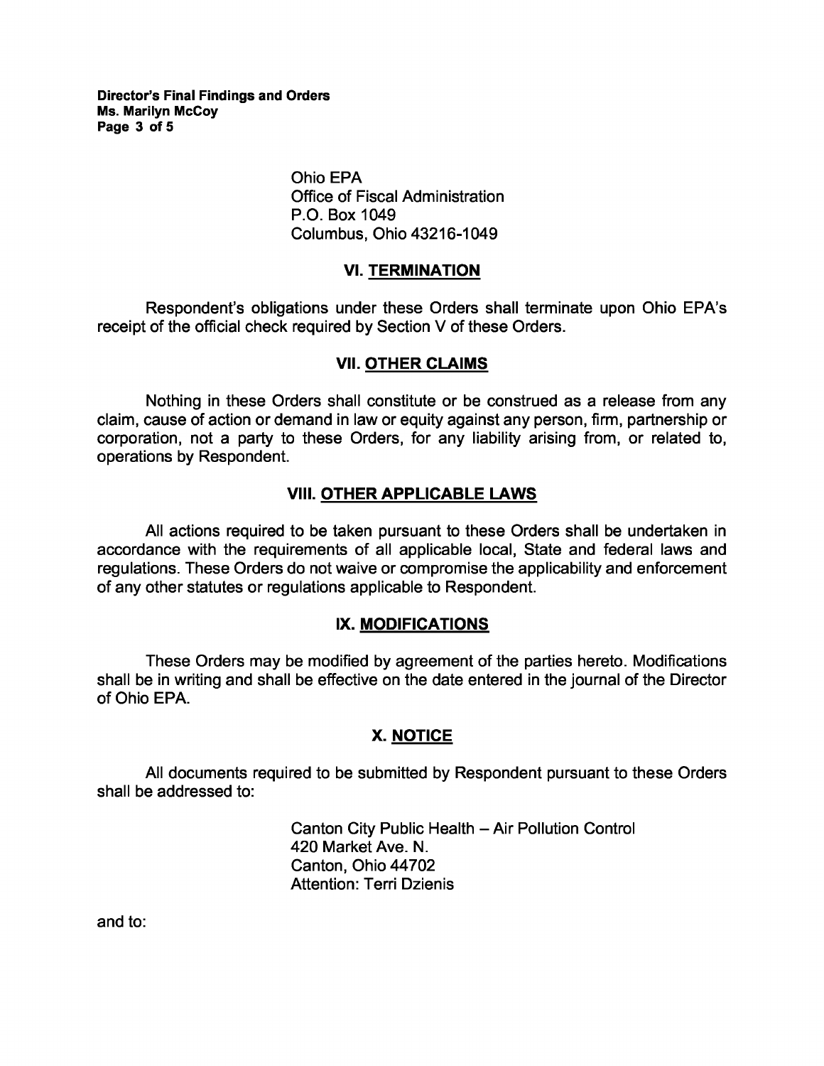Ohio EPA
Office of Fiscal Administration
P.O. Box 1049
Columbus, Ohio 43216-1049

## VI. TERMINATION

Respondent's obligations under these Orders shall terminate upon Ohio EPA's receipt of the official check required by Section V of these Orders.

## VII. OTHER CLAIMS

Nothing in these Orders shall constitute or be construed as a release from any claim, cause of action or demand in law or equity against any person, firm, partnership or corporation, not a party to these Orders, for any liability arising from, or related to, operations by Respondent.

## VIII. OTHER APPLICABLE LAWS

All actions required to be taken pursuant to these Orders shall be undertaken in accordance with the requirements of all applicable local, State and federal laws and regulations. These Orders do not waive or compromise the applicability and enforcement of any other statutes or regulations applicable to Respondent.

## IX. MODIFICATIONS

These Orders may be modified by agreement of the parties hereto. Modifications shall be in writing and shall be effective on the date entered in the journal of the Director of Ohio EPA.

## X. NOTICE

All documents required to be submitted by Respondent pursuant to these Orders shall be addressed to:

Canton City Public Health – Air Pollution Control
420 Market Ave. N.
Canton, Ohio 44702
Attention: Terri Dzienis

and to: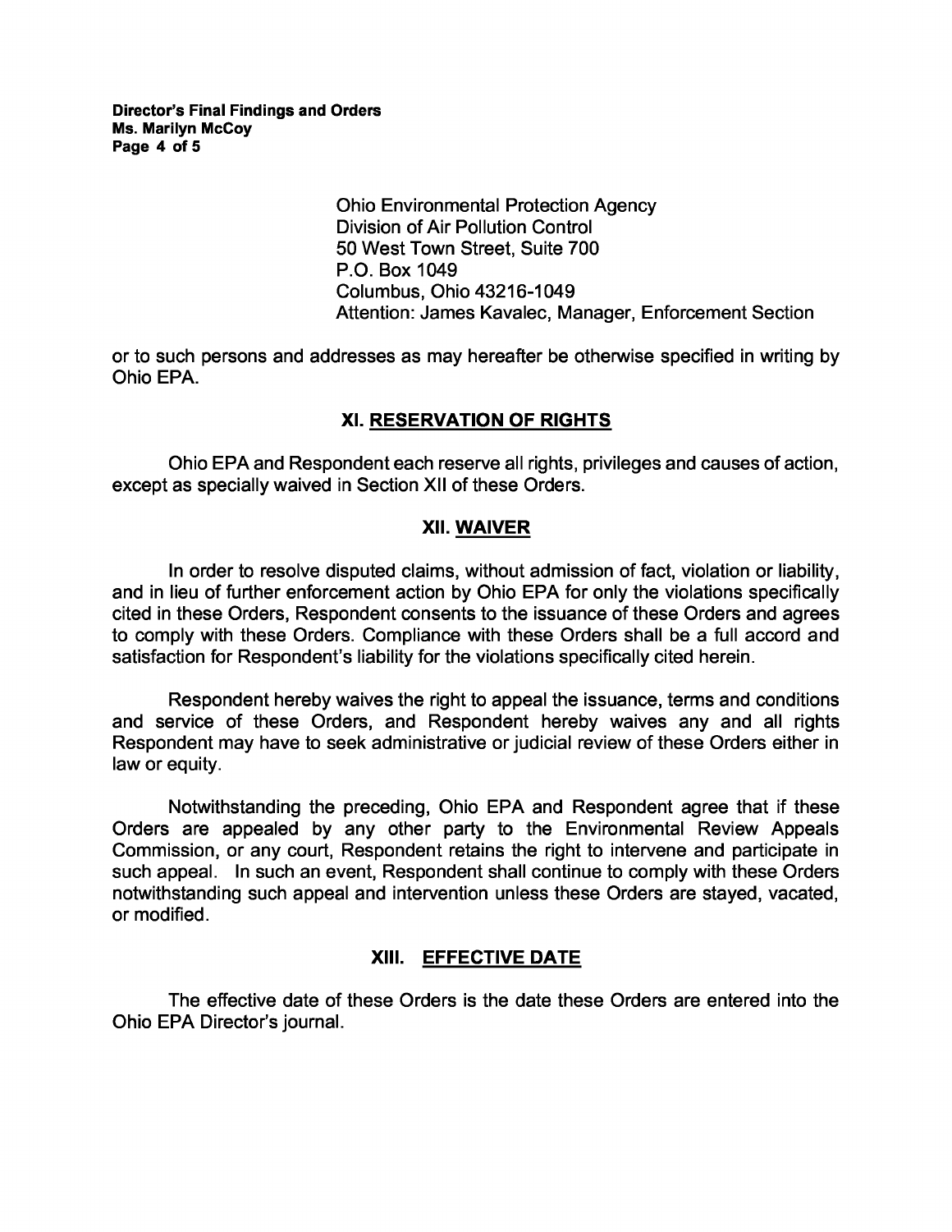Ohio Environmental Protection Agency
Division of Air Pollution Control
50 West Town Street, Suite 700
P.O. Box 1049
Columbus, Ohio 43216-1049
Attention: James Kavalec, Manager, Enforcement Section

or to such persons and addresses as may hereafter be otherwise specified in writing by Ohio EPA.

## XI. RESERVATION OF RIGHTS

Ohio EPA and Respondent each reserve all rights, privileges and causes of action, except as specially waived in Section XII of these Orders.

## XII. WAIVER

In order to resolve disputed claims, without admission of fact, violation or liability, and in lieu of further enforcement action by Ohio EPA for only the violations specifically cited in these Orders, Respondent consents to the issuance of these Orders and agrees to comply with these Orders. Compliance with these Orders shall be a full accord and satisfaction for Respondent's liability for the violations specifically cited herein.

Respondent hereby waives the right to appeal the issuance, terms and conditions and service of these Orders, and Respondent hereby waives any and all rights Respondent may have to seek administrative or judicial review of these Orders either in law or equity.

Notwithstanding the preceding, Ohio EPA and Respondent agree that if these Orders are appealed by any other party to the Environmental Review Appeals Commission, or any court, Respondent retains the right to intervene and participate in such appeal. In such an event, Respondent shall continue to comply with these Orders notwithstanding such appeal and intervention unless these Orders are stayed, vacated, or modified.

## XIII. EFFECTIVE DATE

The effective date of these Orders is the date these Orders are entered into the Ohio EPA Director's journal.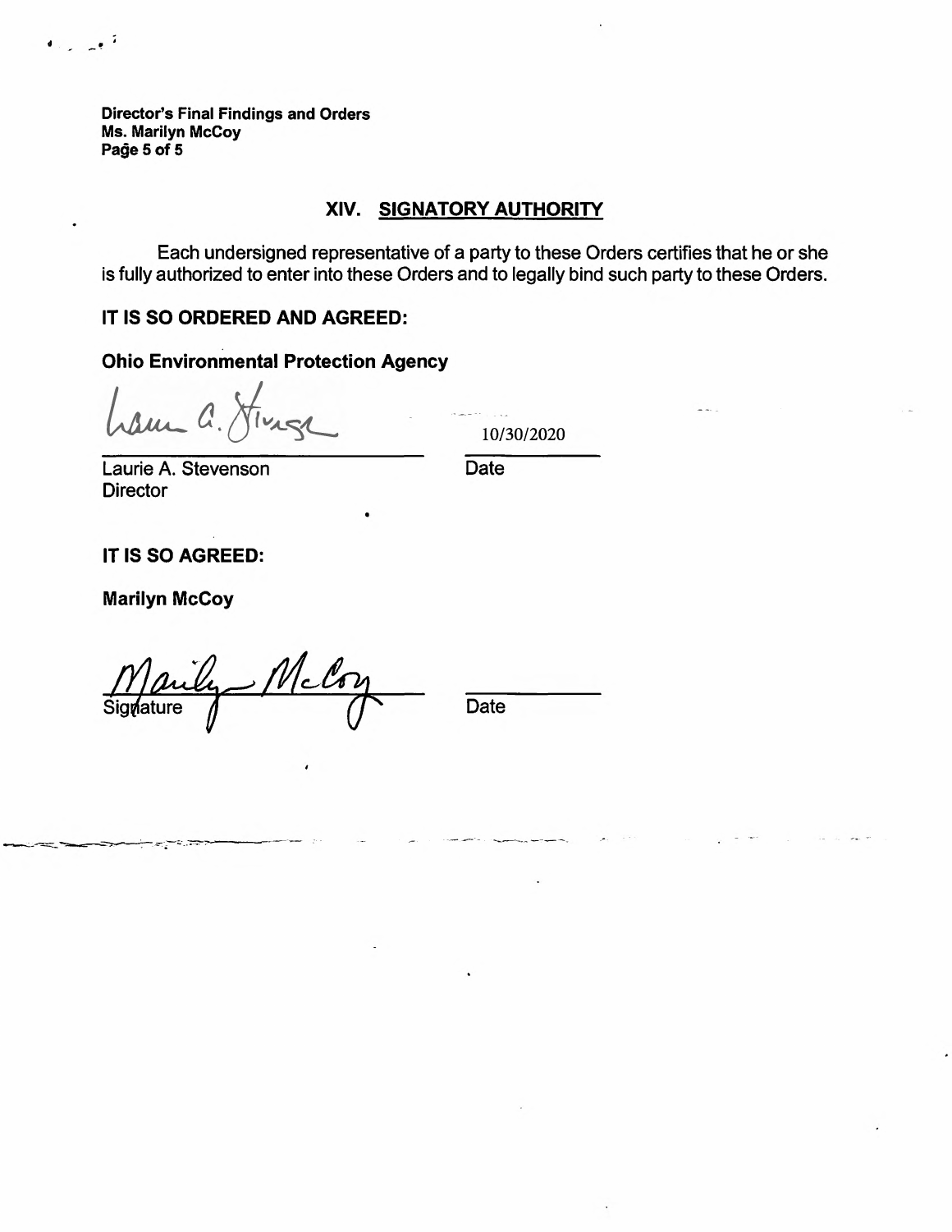## XIV. SIGNATORY AUTHORITY

Each undersigned representative of a party to these Orders certifies that he or she is fully authorized to enter into these Orders and to legally bind such party to these Orders.

**IT IS SO ORDERED AND AGREED:**

**Ohio Environmental Protection Agency**

10/30/2020

Laurie A. Stevenson
Director

Date

**IT IS SO AGREED:**

**Marilyn McCoy**

Signature

Date